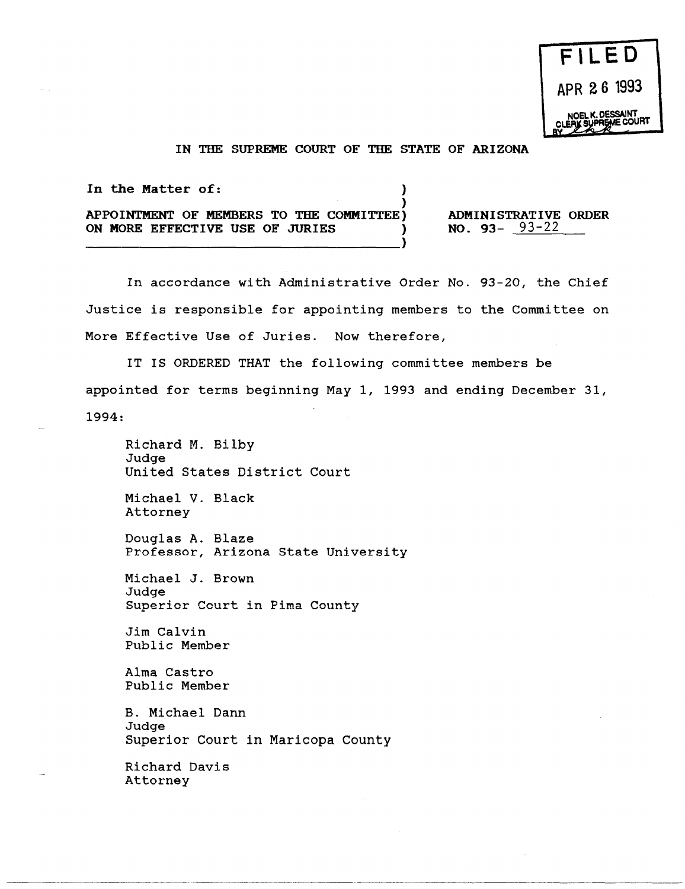FILED
APR 26 1993
NOEL K. DESSAINT
CLERK SUPREME COURT

IN THE SUPREME COURT OF THE STATE OF ARIZONA

| In the Matter of: | |
|---|---|
| APPOINTMENT OF MEMBERS TO THE COMMITTEE ON MORE EFFECTIVE USE OF JURIES | ADMINISTRATIVE ORDER NO. 93- 93-22 |

In accordance with Administrative Order No. 93-20, the Chief Justice is responsible for appointing members to the Committee on More Effective Use of Juries. Now therefore,

IT IS ORDERED THAT the following committee members be appointed for terms beginning May 1, 1993 and ending December 31, 1994:

Richard M. Bilby
Judge
United States District Court

Michael V. Black
Attorney

Douglas A. Blaze
Professor, Arizona State University

Michael J. Brown
Judge
Superior Court in Pima County

Jim Calvin
Public Member

Alma Castro
Public Member

B. Michael Dann
Judge
Superior Court in Maricopa County

Richard Davis
Attorney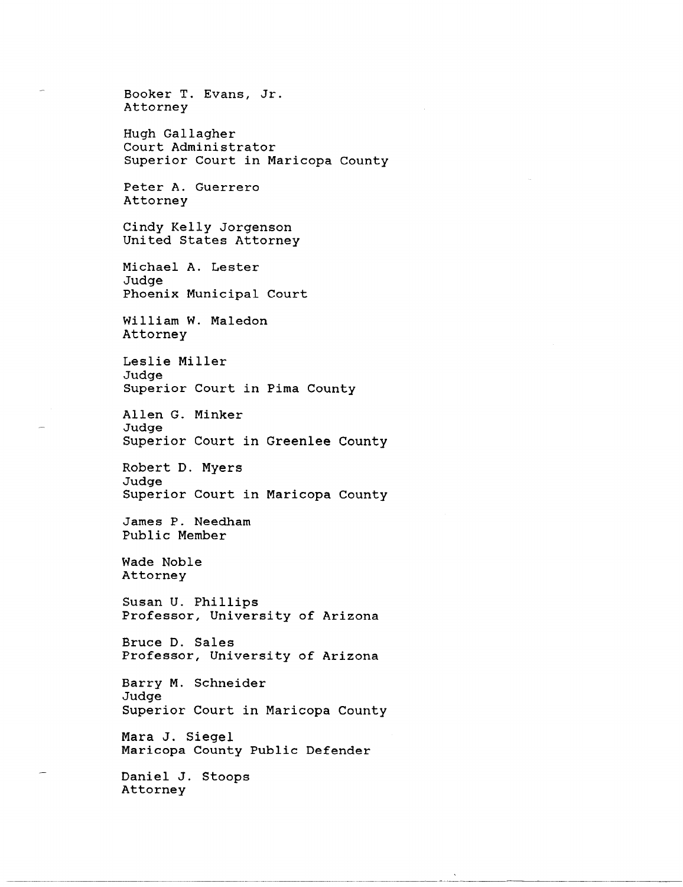Booker T. Evans, Jr.
Attorney

Hugh Gallagher
Court Administrator
Superior Court in Maricopa County

Peter A. Guerrero
Attorney

Cindy Kelly Jorgenson
United States Attorney

Michael A. Lester
Judge
Phoenix Municipal Court

William W. Maledon
Attorney

Leslie Miller
Judge
Superior Court in Pima County

Allen G. Minker
Judge
Superior Court in Greenlee County

Robert D. Myers
Judge
Superior Court in Maricopa County

James P. Needham
Public Member

Wade Noble
Attorney

Susan U. Phillips
Professor, University of Arizona

Bruce D. Sales
Professor, University of Arizona

Barry M. Schneider
Judge
Superior Court in Maricopa County

Mara J. Siegel
Maricopa County Public Defender

Daniel J. Stoops
Attorney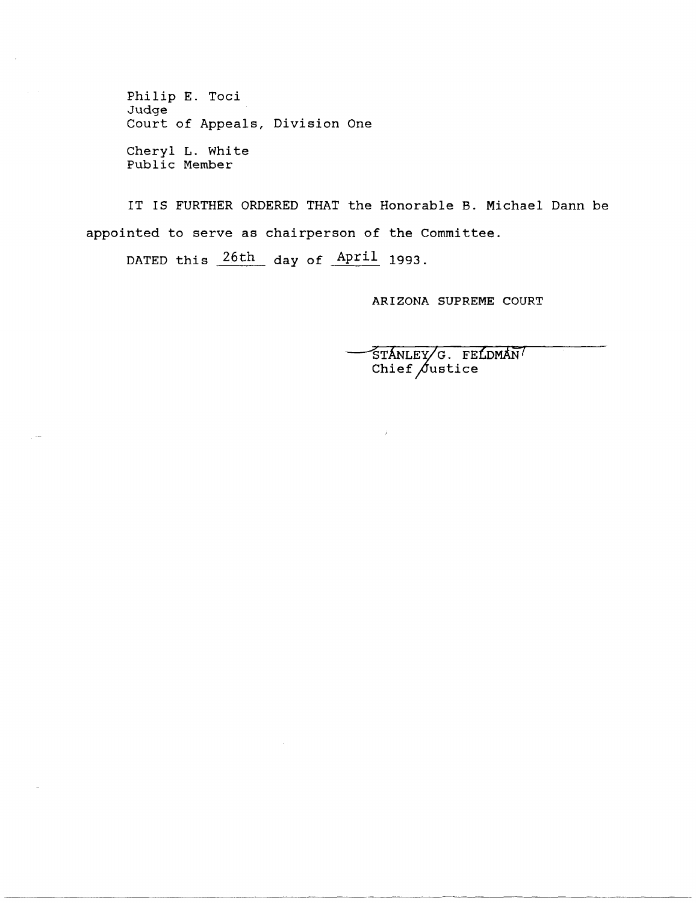Philip E. Toci
Judge
Court of Appeals, Division One

Cheryl L. White
Public Member

IT IS FURTHER ORDERED THAT the Honorable B. Michael Dann be appointed to serve as chairperson of the Committee.

DATED this 26th day of April 1993.

ARIZONA SUPREME COURT

STANLEY G. FELDMAN
Chief Justice